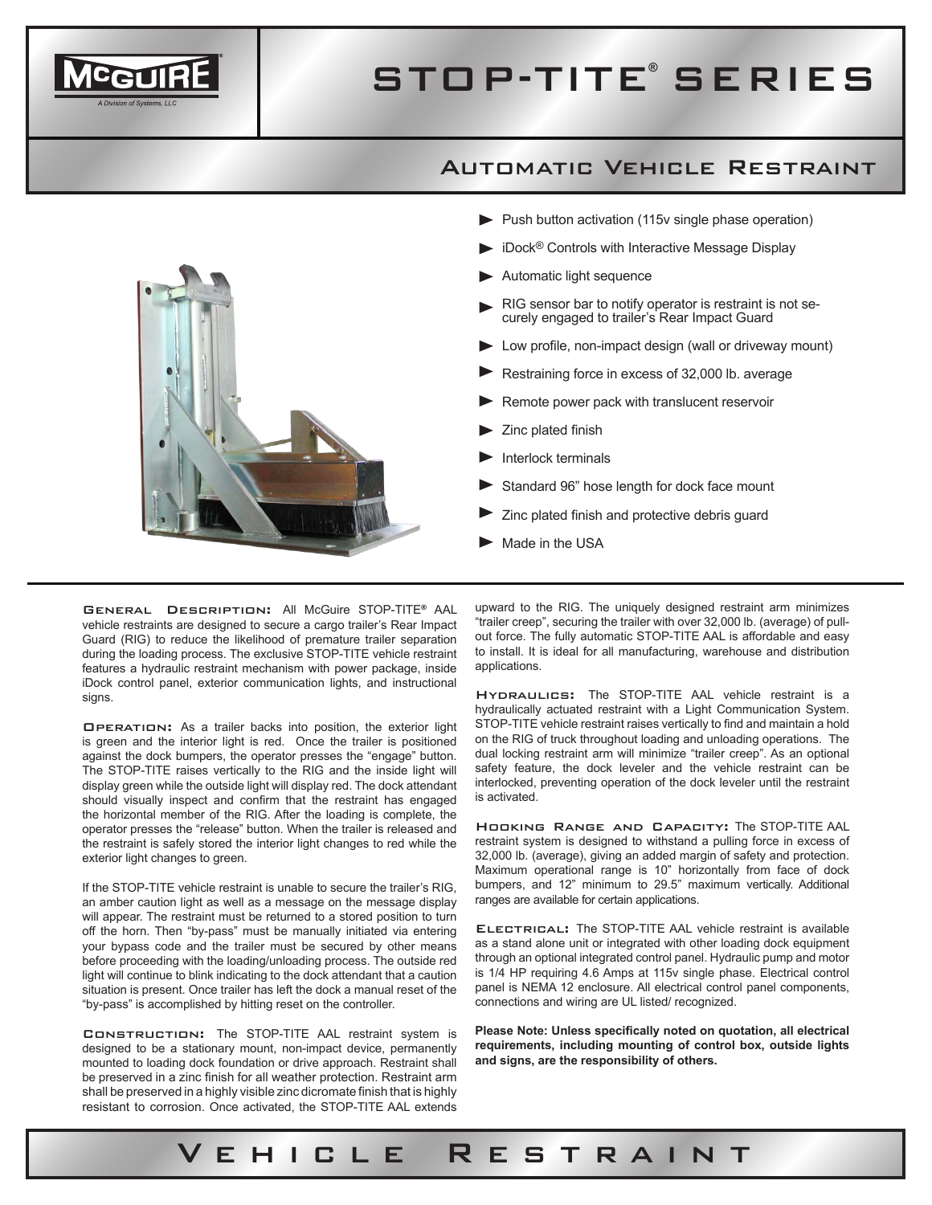# STOP-TITE® SERIES

## Automatic Vehicle Restraint

- Push button activation (115v single phase operation)
- iDock® Controls with Interactive Message Display
- Automatic light sequence
- RIG sensor bar to notify operator is restraint is not securely engaged to trailer's Rear Impact Guard
- Low profile, non-impact design (wall or driveway mount)
- Restraining force in excess of 32,000 lb. average
- Remote power pack with translucent reservoir
- Zinc plated finish
- Interlock terminals
- Standard 96" hose length for dock face mount
- Zinc plated finish and protective debris guard
- Made in the USA

**General Description:** All McGuire STOP-TITE® AAL vehicle restraints are designed to secure a cargo trailer's Rear Impact Guard (RIG) to reduce the likelihood of premature trailer separation during the loading process. The exclusive STOP-TITE vehicle restraint features a hydraulic restraint mechanism with power package, inside iDock control panel, exterior communication lights, and instructional signs.

**Operation:** As a trailer backs into position, the exterior light is green and the interior light is red. Once the trailer is positioned against the dock bumpers, the operator presses the "engage" button. The STOP-TITE raises vertically to the RIG and the inside light will display green while the outside light will display red. The dock attendant should visually inspect and confirm that the restraint has engaged the horizontal member of the RIG. After the loading is complete, the operator presses the "release" button. When the trailer is released and the restraint is safely stored the interior light changes to red while the exterior light changes to green.

If the STOP-TITE vehicle restraint is unable to secure the trailer's RIG, an amber caution light as well as a message on the message display will appear. The restraint must be returned to a stored position to turn off the horn. Then "by-pass" must be manually initiated via entering your bypass code and the trailer must be secured by other means before proceeding with the loading/unloading process. The outside red light will continue to blink indicating to the dock attendant that a caution situation is present. Once trailer has left the dock a manual reset of the "by-pass" is accomplished by hitting reset on the controller.

**Construction:** The STOP-TITE AAL restraint system is designed to be a stationary mount, non-impact device, permanently mounted to loading dock foundation or drive approach. Restraint shall be preserved in a zinc finish for all weather protection. Restraint arm shall be preserved in a highly visible zinc dicromate finish that is highly resistant to corrosion. Once activated, the STOP-TITE AAL extends upward to the RIG. The uniquely designed restraint arm minimizes "trailer creep", securing the trailer with over 32,000 lb. (average) of pull-out force. The fully automatic STOP-TITE AAL is affordable and easy to install. It is ideal for all manufacturing, warehouse and distribution applications.

**Hydraulics:** The STOP-TITE AAL vehicle restraint is a hydraulically actuated restraint with a Light Communication System. STOP-TITE vehicle restraint raises vertically to find and maintain a hold on the RIG of truck throughout loading and unloading operations. The dual locking restraint arm will minimize "trailer creep". As an optional safety feature, the dock leveler and the vehicle restraint can be interlocked, preventing operation of the dock leveler until the restraint is activated.

**Hooking Range and Capacity:** The STOP-TITE AAL restraint system is designed to withstand a pulling force in excess of 32,000 lb. (average), giving an added margin of safety and protection. Maximum operational range is 10" horizontally from face of dock bumpers, and 12" minimum to 29.5" maximum vertically. Additional ranges are available for certain applications.

**Electrical:** The STOP-TITE AAL vehicle restraint is available as a stand alone unit or integrated with other loading dock equipment through an optional integrated control panel. Hydraulic pump and motor is 1/4 HP requiring 4.6 Amps at 115v single phase. Electrical control panel is NEMA 12 enclosure. All electrical control panel components, connections and wiring are UL listed/ recognized.

**Please Note: Unless specifically noted on quotation, all electrical requirements, including mounting of control box, outside lights and signs, are the responsibility of others.**

## Vehicle Restraint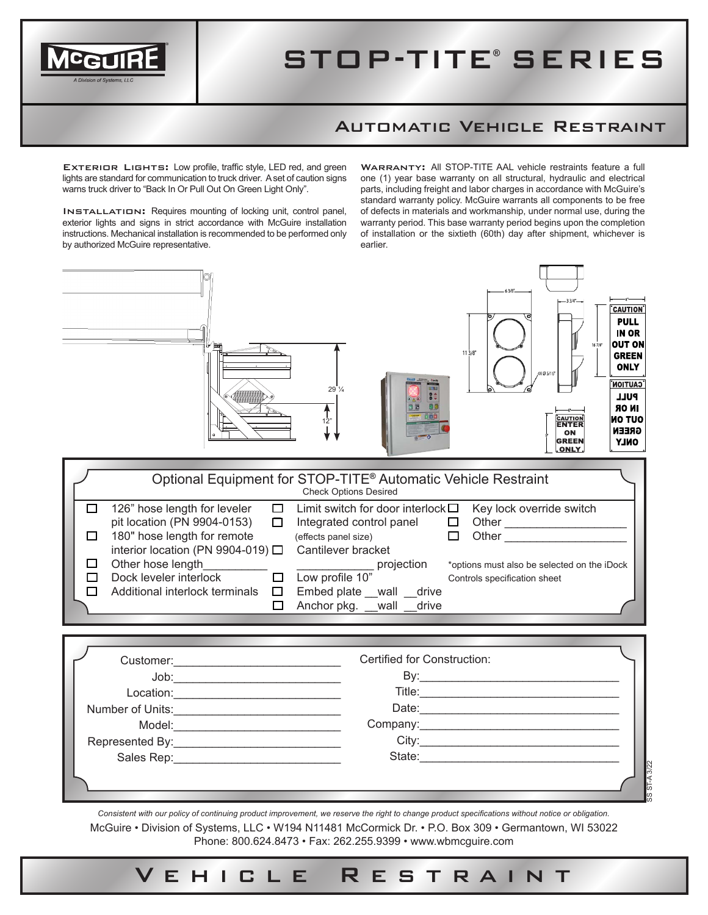# STOP-TITE® SERIES

## Automatic Vehicle Restraint

**Exterior Lights:** Low profile, traffic style, LED red, and green lights are standard for communication to truck driver. A set of caution signs warns truck driver to "Back In Or Pull Out On Green Light Only".

**Installation:** Requires mounting of locking unit, control panel, exterior lights and signs in strict accordance with McGuire installation instructions. Mechanical installation is recommended to be performed only by authorized McGuire representative.

**Warranty:** All STOP-TITE AAL vehicle restraints feature a full one (1) year base warranty on all structural, hydraulic and electrical parts, including freight and labor charges in accordance with McGuire's standard warranty policy. McGuire warrants all components to be free of defects in materials and workmanship, under normal use, during the warranty period. This base warranty period begins upon the completion of installation or the sixtieth (60th) day after shipment, whichever is earlier.

29 ¼

12"

6 3/8"

3 3/4"

11 3/8"

16 7/8"

4X Ø 5/16"

CAUTION PULL IN OR OUT ON GREEN ONLY

CAUTION ENTER ON GREEN ONLY

## Optional Equipment for STOP-TITE® Automatic Vehicle Restraint

Check Options Desired

- ☐ 126" hose length for leveler pit location (PN 9904-0153)
- ☐ 180" hose length for remote interior location (PN 9904-019)
- ☐ Other hose length__________
- ☐ Dock leveler interlock
- ☐ Additional interlock terminals
- ☐ Limit switch for door interlock
- ☐ Integrated control panel (effects panel size)
- ☐ Cantilever bracket ____________ projection
- ☐ Low profile 10"
- ☐ Embed plate __wall __drive
- ☐ Anchor pkg. __wall __drive
- ☐ Key lock override switch
- ☐ Other __________________
- ☐ Other __________________

*options must also be selected on the iDock Controls specification sheet

Customer:__________________________

Job:__________________________

Location:__________________________

Number of Units:__________________________

Model:__________________________

Represented By:__________________________

Sales Rep:__________________________

Certified for Construction:

By:______________________________

Title:______________________________

Date:______________________________

Company:______________________________

City:______________________________

State:______________________________

SS ST-A 3/22

*Consistent with our policy of continuing product improvement, we reserve the right to change product specifications without notice or obligation.*

McGuire • Division of Systems, LLC • W194 N11481 McCormick Dr. • P.O. Box 309 • Germantown, WI 53022
Phone: 800.624.8473 • Fax: 262.255.9399 • www.wbmcguire.com

VEHICLE RESTRAINT